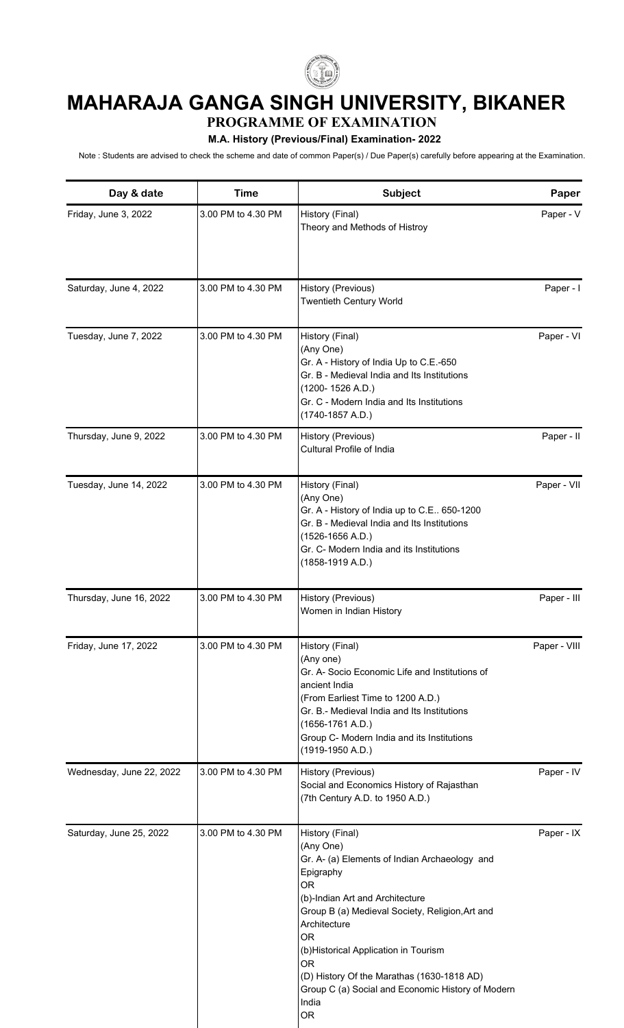# MAHARAJA GANGA SINGH UNIVERSITY, BIKANER

## PROGRAMME OF EXAMINATION

### M.A. History (Previous/Final) Examination- 2022

Note : Students are advised to check the scheme and date of common Paper(s) / Due Paper(s) carefully before appearing at the Examination.

| Day & date | Time | Subject | Paper |
|---|---|---|---|
| Friday, June 3, 2022 | 3.00 PM to 4.30 PM | History (Final)<br>Theory and Methods of Histroy | Paper - V |
| Saturday, June 4, 2022 | 3.00 PM to 4.30 PM | History (Previous)<br>Twentieth Century World | Paper - I |
| Tuesday, June 7, 2022 | 3.00 PM to 4.30 PM | History (Final)<br>(Any One)<br>Gr. A - History of India Up to C.E.-650<br>Gr. B - Medieval India and Its Institutions<br>(1200- 1526 A.D.)<br>Gr. C - Modern India and Its Institutions<br>(1740-1857 A.D.) | Paper - VI |
| Thursday, June 9, 2022 | 3.00 PM to 4.30 PM | History (Previous)<br>Cultural Profile of India | Paper - II |
| Tuesday, June 14, 2022 | 3.00 PM to 4.30 PM | History (Final)<br>(Any One)<br>Gr. A - History of India up to C.E.. 650-1200<br>Gr. B - Medieval India and Its Institutions<br>(1526-1656 A.D.)<br>Gr. C- Modern India and its Institutions<br>(1858-1919 A.D.) | Paper - VII |
| Thursday, June 16, 2022 | 3.00 PM to 4.30 PM | History (Previous)<br>Women in Indian History | Paper - III |
| Friday, June 17, 2022 | 3.00 PM to 4.30 PM | History (Final)<br>(Any one)<br>Gr. A- Socio Economic Life and Institutions of ancient India<br>(From Earliest Time to 1200 A.D.)<br>Gr. B.- Medieval India and Its Institutions<br>(1656-1761 A.D.)<br>Group C- Modern India and its Institutions<br>(1919-1950 A.D.) | Paper - VIII |
| Wednesday, June 22, 2022 | 3.00 PM to 4.30 PM | History (Previous)<br>Social and Economics History of Rajasthan<br>(7th Century A.D. to 1950 A.D.) | Paper - IV |
| Saturday, June 25, 2022 | 3.00 PM to 4.30 PM | History (Final)<br>(Any One)<br>Gr. A- (a) Elements of Indian Archaeology and Epigraphy<br>OR<br>(b)-Indian Art and Architecture<br>Group B (a) Medieval Society, Religion,Art and Architecture<br>OR<br>(b)Historical Application in Tourism<br>OR<br>(D) History Of the Marathas (1630-1818 AD)<br>Group C (a) Social and Economic History of Modern India<br>OR | Paper - IX |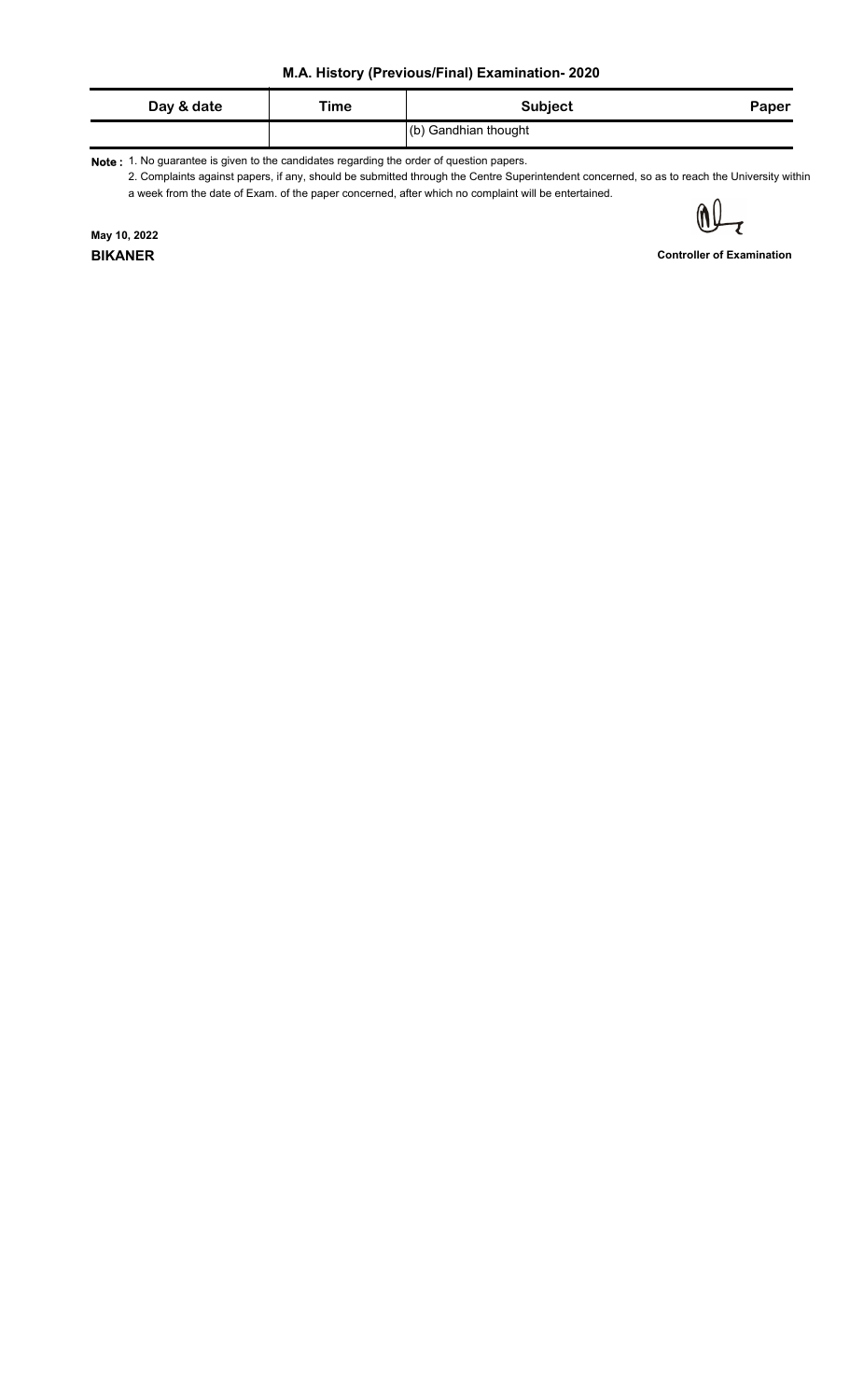**M.A. History (Previous/Final) Examination- 2020**

| Day & date | Time | Subject | Paper |
|---|---|---|---|
| | | (b) Gandhian thought | |

**Note :** 1. No guarantee is given to the candidates regarding the order of question papers.

2. Complaints against papers, if any, should be submitted through the Centre Superintendent concerned, so as to reach the University within a week from the date of Exam. of the paper concerned, after which no complaint will be entertained.

**May 10, 2022**

**BIKANER**

**Controller of Examination**